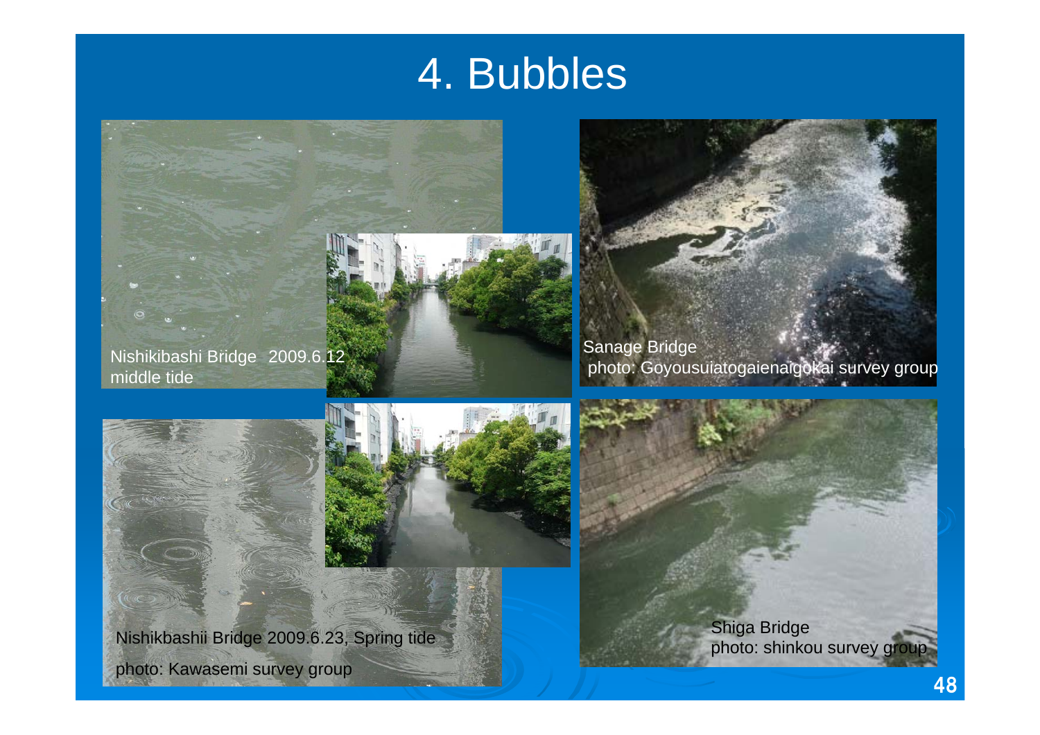# 4. Bubbles

Nishikibashi Bridge 2009.6.12
middle tide

Sanage Bridge
photo: Goyousuiatogaienaigokai survey group

Nishikbashii Bridge 2009.6.23, Spring tide

photo: Kawasemi survey group

Shiga Bridge
photo: shinkou survey group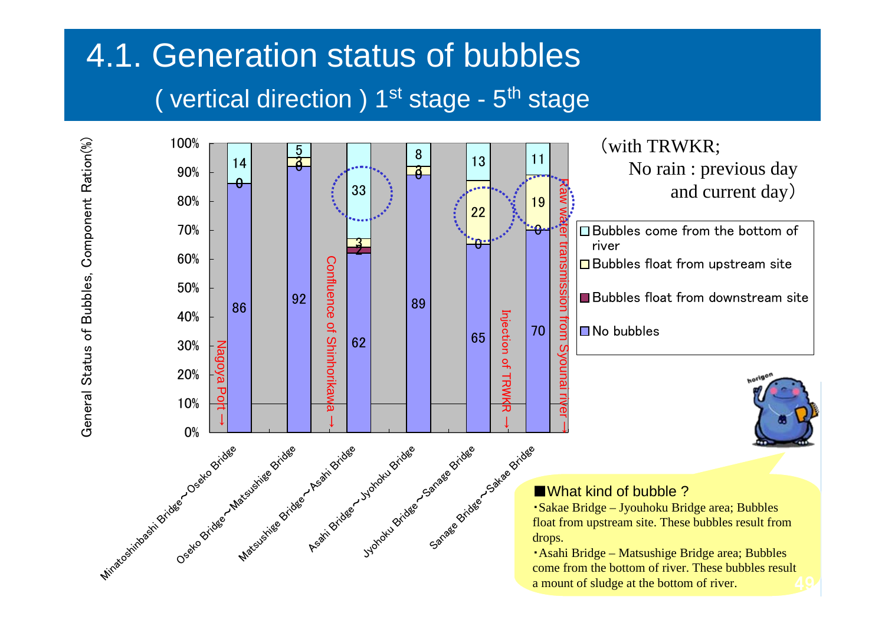# 4.1. Generation status of bubbles

## ( vertical direction ) 1st stage - 5th stage

（with TRWKR; No rain : previous day and current day）

General Status of Bubbles, Component Ration(%)

| Section | No bubbles | Bubbles float from downstream site | Bubbles float from upstream site | Bubbles come from the bottom of river |
|---|---|---|---|---|
| Minatoshinbashi Bridge～Oseko Bridge | 86 | | 0 | 14 |
| Oseko Bridge～Matsushige Bridge | 92 | | 0 / 3 | 5 |
| Matsushige Bridge～Asahi Bridge | 62 | 2 | 3 | 33 |
| Asahi Bridge～Jyohoku Bridge | 89 | | 0 / 3 | 8 |
| Jyohoku Bridge～Sanage Bridge | 65 | | 0 / 22 | 13 |
| Sanage Bridge～Sakae Bridge | 70 | | 0 / 19 | 11 |

Chart annotations: Nagoya Port →; Confluence of Shinhorikawa →; Injection of TRWKR →; Raw water transmission from Syounai river →

Legend: Bubbles come from the bottom of river; Bubbles float from upstream site; Bubbles float from downstream site; No bubbles

■What kind of bubble ?

・Sakae Bridge – Jyouhoku Bridge area; Bubbles float from upstream site. These bubbles result from drops.

・Asahi Bridge – Matsushige Bridge area; Bubbles come from the bottom of river. These bubbles result a mount of sludge at the bottom of river.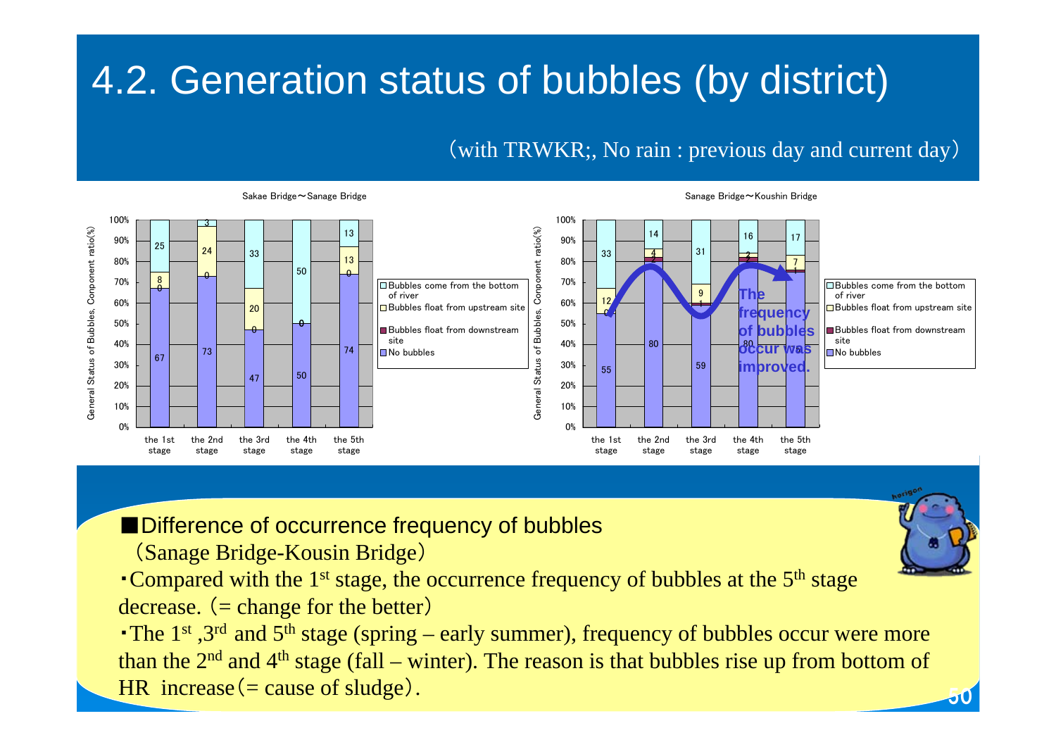# 4.2. Generation status of bubbles (by district)

（with TRWKR;, No rain : previous day and current day）

**Sakae Bridge～Sanage Bridge**

General Status of Bubbles, Component ratio(%)

| | the 1st stage | the 2nd stage | the 3rd stage | the 4th stage | the 5th stage |
|---|---|---|---|---|---|
| Bubbles come from the bottom of river | 25 | 3 | 33 | 50 | 13 |
| Bubbles float from upstream site | 8 | 24 | 20 | 0 | 13 |
| Bubbles float from downstream site | 0 | 0 | 0 | 0 | 0 |
| No bubbles | 67 | 73 | 47 | 50 | 74 |

**Sanage Bridge～Koushin Bridge**

General Status of Bubbles, Component ratio(%)

| | the 1st stage | the 2nd stage | the 3rd stage | the 4th stage | the 5th stage |
|---|---|---|---|---|---|
| Bubbles come from the bottom of river | 33 | 14 | 31 | 16 | 17 |
| Bubbles float from upstream site | 12 | 4 | 9 | 2 | 7 |
| Bubbles float from downstream site | 0 | 2 | 1 | 2 | 1 |
| No bubbles | 55 | 80 | 59 | 80 | 75 |

The frequency of bubbles occur was improved.

■Difference of occurrence frequency of bubbles
（Sanage Bridge-Kousin Bridge）

・Compared with the 1st stage, the occurrence frequency of bubbles at the 5th stage decrease.（= change for the better）

・The 1st ,3rd and 5th stage (spring – early summer), frequency of bubbles occur were more than the 2nd and 4th stage (fall – winter). The reason is that bubbles rise up from bottom of HR increase（= cause of sludge）.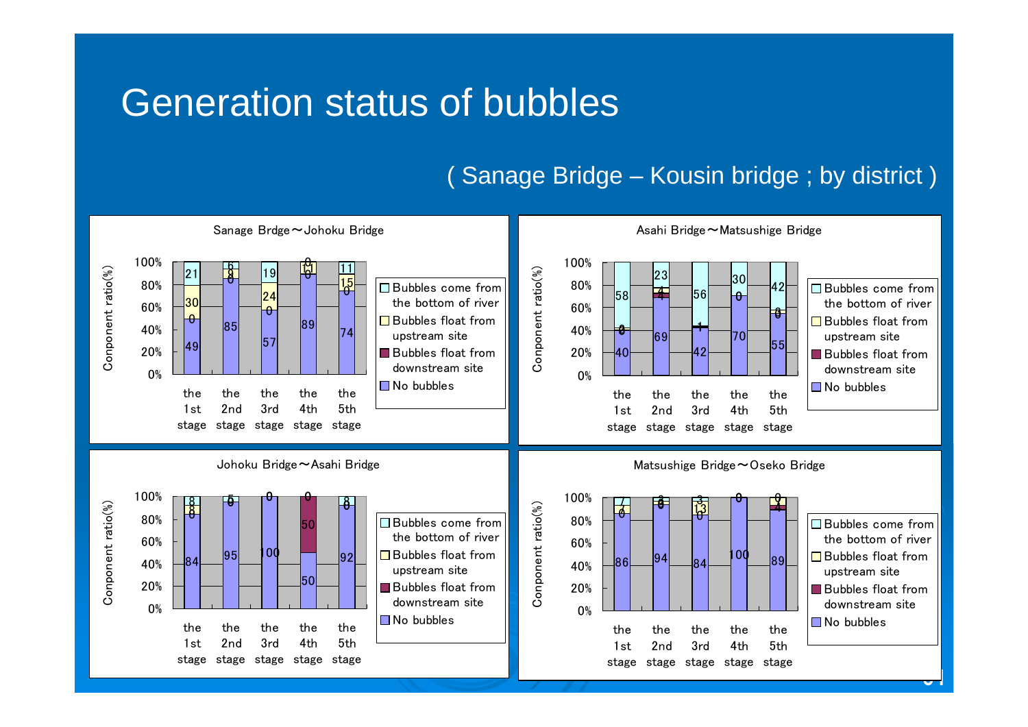# Generation status of bubbles

( Sanage Bridge – Kousin bridge ; by district )

### Sanage Brdge～Johoku Bridge

| | the 1st stage | the 2nd stage | the 3rd stage | the 4th stage | the 5th stage |
|---|---|---|---|---|---|
| Bubbles come from the bottom of river | 21 | 6 | 19 | 0 | 11 |
| Bubbles float from upstream site | 30 | 8 | 24 | 11 | 15 |
| Bubbles float from downstream site | 0 | 0 | 0 | 0 | 0 |
| No bubbles | 49 | 85 | 57 | 89 | 74 |

### Asahi Bridge～Matsushige Bridge

| | the 1st stage | the 2nd stage | the 3rd stage | the 4th stage | the 5th stage |
|---|---|---|---|---|---|
| Bubbles come from the bottom of river | 58 | 23 | 56 | 30 | 42 |
| Bubbles float from upstream site | 2 | 4 | 1 | 0 | 3 |
| Bubbles float from downstream site | 0 | 4 | 1 | 0 | 0 |
| No bubbles | 40 | 69 | 42 | 70 | 55 |

### Johoku Bridge～Asahi Bridge

| | the 1st stage | the 2nd stage | the 3rd stage | the 4th stage | the 5th stage |
|---|---|---|---|---|---|
| Bubbles come from the bottom of river | 8 | 5 | 0 | 0 | 8 |
| Bubbles float from upstream site | 8 | 0 | 0 | 0 | 0 |
| Bubbles float from downstream site | 0 | 0 | 0 | 50 | 0 |
| No bubbles | 84 | 95 | 100 | 50 | 92 |

### Matsushige Bridge～Oseko Bridge

| | the 1st stage | the 2nd stage | the 3rd stage | the 4th stage | the 5th stage |
|---|---|---|---|---|---|
| Bubbles come from the bottom of river | 7 | 3 | 3 | 0 | 0 |
| Bubbles float from upstream site | 7 | 3 | 13 | 0 | 7 |
| Bubbles float from downstream site | 0 | 0 | 0 | 0 | 4 |
| No bubbles | 86 | 94 | 84 | 100 | 89 |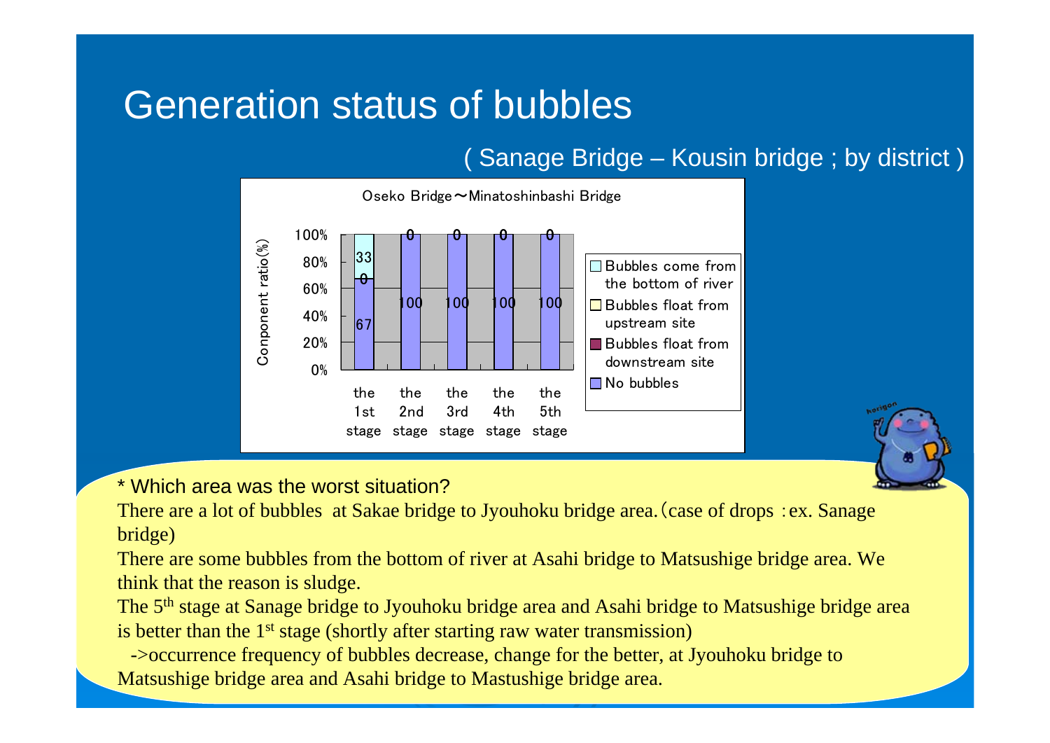# Generation status of bubbles

( Sanage Bridge – Kousin bridge ; by district )

Oseko Bridge～Minatoshinbashi Bridge

| Conponent ratio(%) | the 1st stage | the 2nd stage | the 3rd stage | the 4th stage | the 5th stage |
|---|---|---|---|---|---|
| Bubbles come from the bottom of river | 33 | 0 | 0 | 0 | 0 |
| Bubbles float from upstream site | 0 | | | | |
| Bubbles float from downstream site | | | | | |
| No bubbles | 67 | 100 | 100 | 100 | 100 |

\* Which area was the worst situation?

There are a lot of bubbles at Sakae bridge to Jyouhoku bridge area.(case of drops :ex. Sanage bridge)

There are some bubbles from the bottom of river at Asahi bridge to Matsushige bridge area. We think that the reason is sludge.

The 5th stage at Sanage bridge to Jyouhoku bridge area and Asahi bridge to Matsushige bridge area is better than the 1st stage (shortly after starting raw water transmission)

->occurrence frequency of bubbles decrease, change for the better, at Jyouhoku bridge to Matsushige bridge area and Asahi bridge to Mastushige bridge area.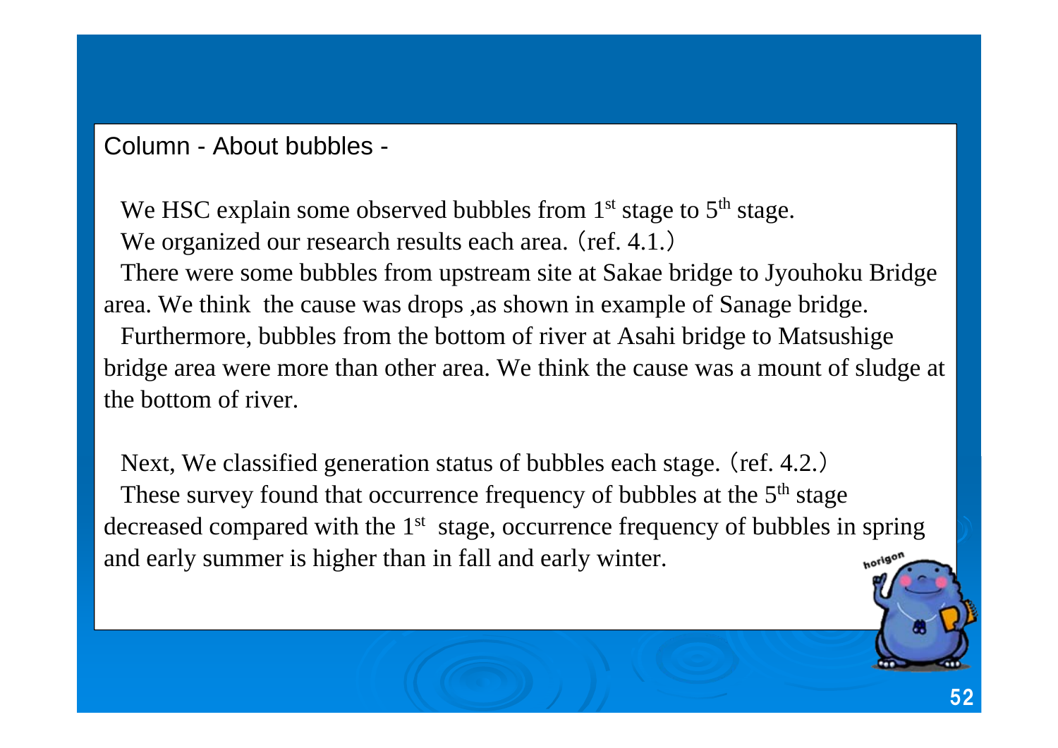## Column - About bubbles -

We HSC explain some observed bubbles from 1st stage to 5th stage.
We organized our research results each area.（ref. 4.1.）
There were some bubbles from upstream site at Sakae bridge to Jyouhoku Bridge area. We think the cause was drops ,as shown in example of Sanage bridge.
Furthermore, bubbles from the bottom of river at Asahi bridge to Matsushige bridge area were more than other area. We think the cause was a mount of sludge at the bottom of river.

Next, We classified generation status of bubbles each stage.（ref. 4.2.）
These survey found that occurrence frequency of bubbles at the 5th stage decreased compared with the 1st stage, occurrence frequency of bubbles in spring and early summer is higher than in fall and early winter.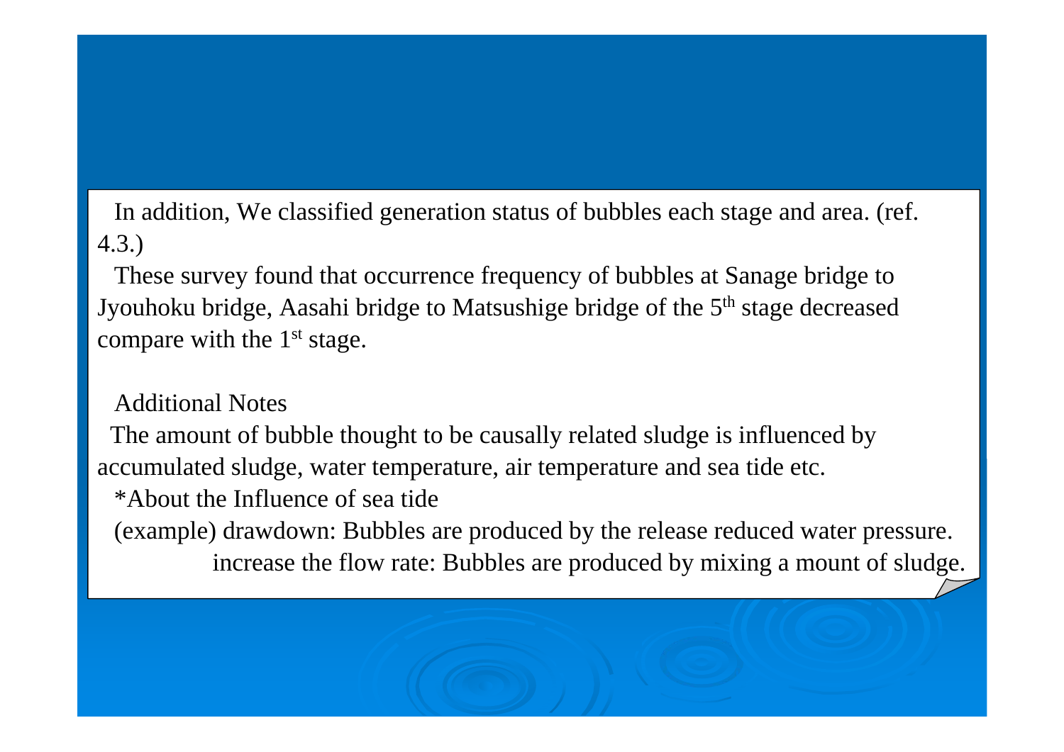In addition, We classified generation status of bubbles each stage and area. (ref. 4.3.)

These survey found that occurrence frequency of bubbles at Sanage bridge to Jyouhoku bridge, Aasahi bridge to Matsushige bridge of the 5th stage decreased compare with the 1st stage.

Additional Notes

The amount of bubble thought to be causally related sludge is influenced by accumulated sludge, water temperature, air temperature and sea tide etc.

*About the Influence of sea tide

(example) drawdown: Bubbles are produced by the release reduced water pressure.

increase the flow rate: Bubbles are produced by mixing a mount of sludge.